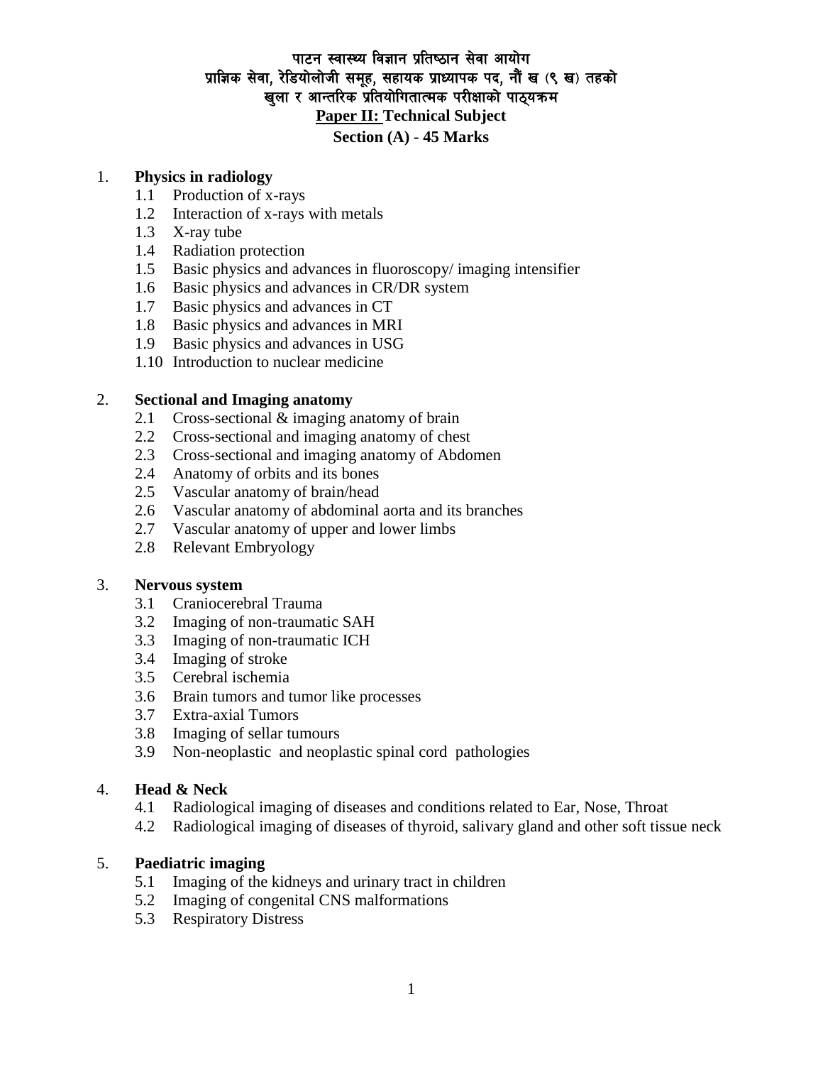# पाटन स्वास्थ्य विज्ञान प्रतिष्ठान सेवा आयोग
## प्राज्ञिक सेवा, रेडियोलोजी समूह, सहायक प्राध्यापक पद, नौं ख (९ ख) तहको
## खुला र आन्तरिक प्रतियोगितात्मक परीक्षाको पाठ्यक्रम

**Paper II: Technical Subject**

**Section (A) - 45 Marks**

1. **Physics in radiology**
   - 1.1 Production of x-rays
   - 1.2 Interaction of x-rays with metals
   - 1.3 X-ray tube
   - 1.4 Radiation protection
   - 1.5 Basic physics and advances in fluoroscopy/ imaging intensifier
   - 1.6 Basic physics and advances in CR/DR system
   - 1.7 Basic physics and advances in CT
   - 1.8 Basic physics and advances in MRI
   - 1.9 Basic physics and advances in USG
   - 1.10 Introduction to nuclear medicine

2. **Sectional and Imaging anatomy**
   - 2.1 Cross-sectional & imaging anatomy of brain
   - 2.2 Cross-sectional and imaging anatomy of chest
   - 2.3 Cross-sectional and imaging anatomy of Abdomen
   - 2.4 Anatomy of orbits and its bones
   - 2.5 Vascular anatomy of brain/head
   - 2.6 Vascular anatomy of abdominal aorta and its branches
   - 2.7 Vascular anatomy of upper and lower limbs
   - 2.8 Relevant Embryology

3. **Nervous system**
   - 3.1 Craniocerebral Trauma
   - 3.2 Imaging of non-traumatic SAH
   - 3.3 Imaging of non-traumatic ICH
   - 3.4 Imaging of stroke
   - 3.5 Cerebral ischemia
   - 3.6 Brain tumors and tumor like processes
   - 3.7 Extra-axial Tumors
   - 3.8 Imaging of sellar tumours
   - 3.9 Non-neoplastic and neoplastic spinal cord pathologies

4. **Head & Neck**
   - 4.1 Radiological imaging of diseases and conditions related to Ear, Nose, Throat
   - 4.2 Radiological imaging of diseases of thyroid, salivary gland and other soft tissue neck

5. **Paediatric imaging**
   - 5.1 Imaging of the kidneys and urinary tract in children
   - 5.2 Imaging of congenital CNS malformations
   - 5.3 Respiratory Distress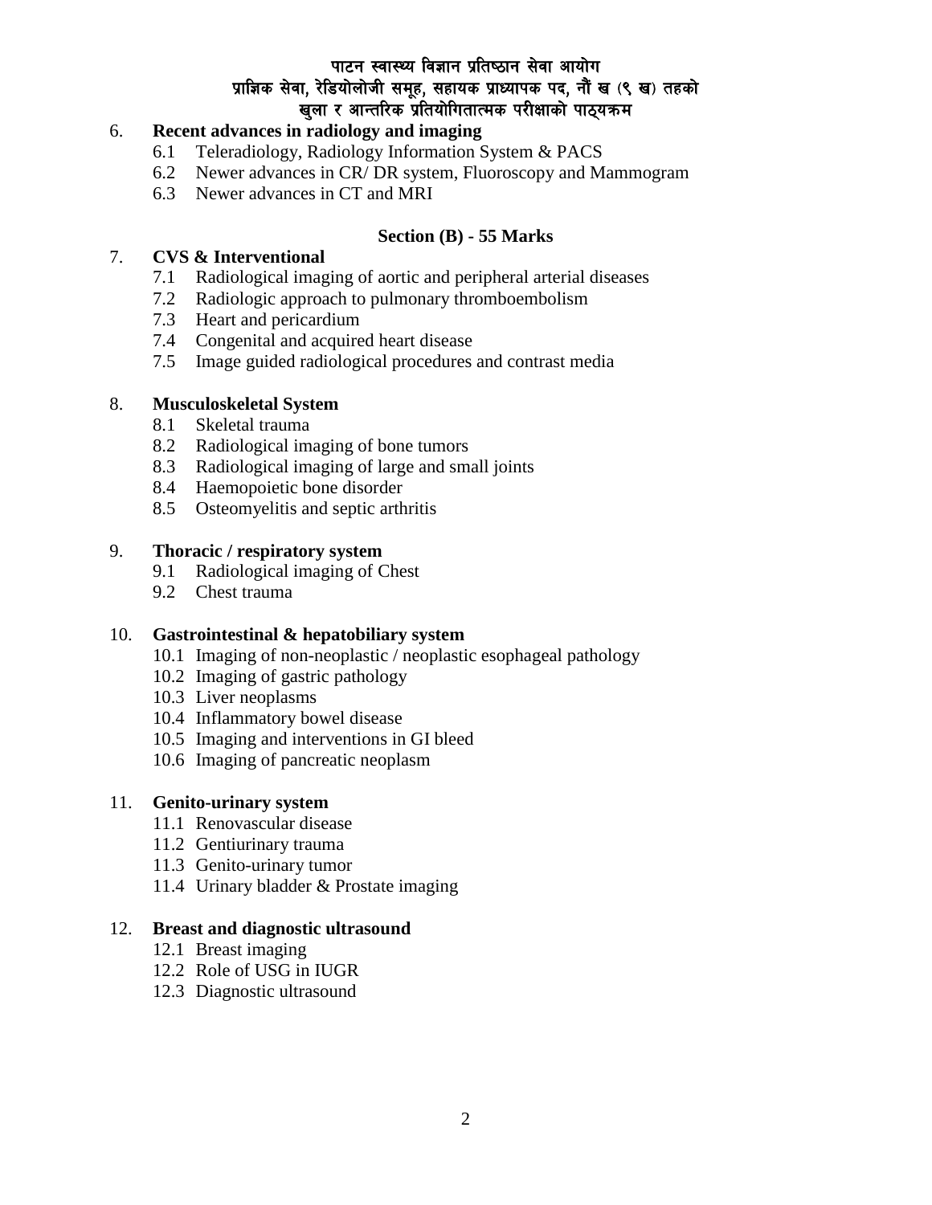6. **Recent advances in radiology and imaging**
   - 6.1 Teleradiology, Radiology Information System & PACS
   - 6.2 Newer advances in CR/ DR system, Fluoroscopy and Mammogram
   - 6.3 Newer advances in CT and MRI

## Section (B) - 55 Marks

7. **CVS & Interventional**
   - 7.1 Radiological imaging of aortic and peripheral arterial diseases
   - 7.2 Radiologic approach to pulmonary thromboembolism
   - 7.3 Heart and pericardium
   - 7.4 Congenital and acquired heart disease
   - 7.5 Image guided radiological procedures and contrast media

8. **Musculoskeletal System**
   - 8.1 Skeletal trauma
   - 8.2 Radiological imaging of bone tumors
   - 8.3 Radiological imaging of large and small joints
   - 8.4 Haemopoietic bone disorder
   - 8.5 Osteomyelitis and septic arthritis

9. **Thoracic / respiratory system**
   - 9.1 Radiological imaging of Chest
   - 9.2 Chest trauma

10. **Gastrointestinal & hepatobiliary system**
    - 10.1 Imaging of non-neoplastic / neoplastic esophageal pathology
    - 10.2 Imaging of gastric pathology
    - 10.3 Liver neoplasms
    - 10.4 Inflammatory bowel disease
    - 10.5 Imaging and interventions in GI bleed
    - 10.6 Imaging of pancreatic neoplasm

11. **Genito-urinary system**
    - 11.1 Renovascular disease
    - 11.2 Gentiurinary trauma
    - 11.3 Genito-urinary tumor
    - 11.4 Urinary bladder & Prostate imaging

12. **Breast and diagnostic ultrasound**
    - 12.1 Breast imaging
    - 12.2 Role of USG in IUGR
    - 12.3 Diagnostic ultrasound